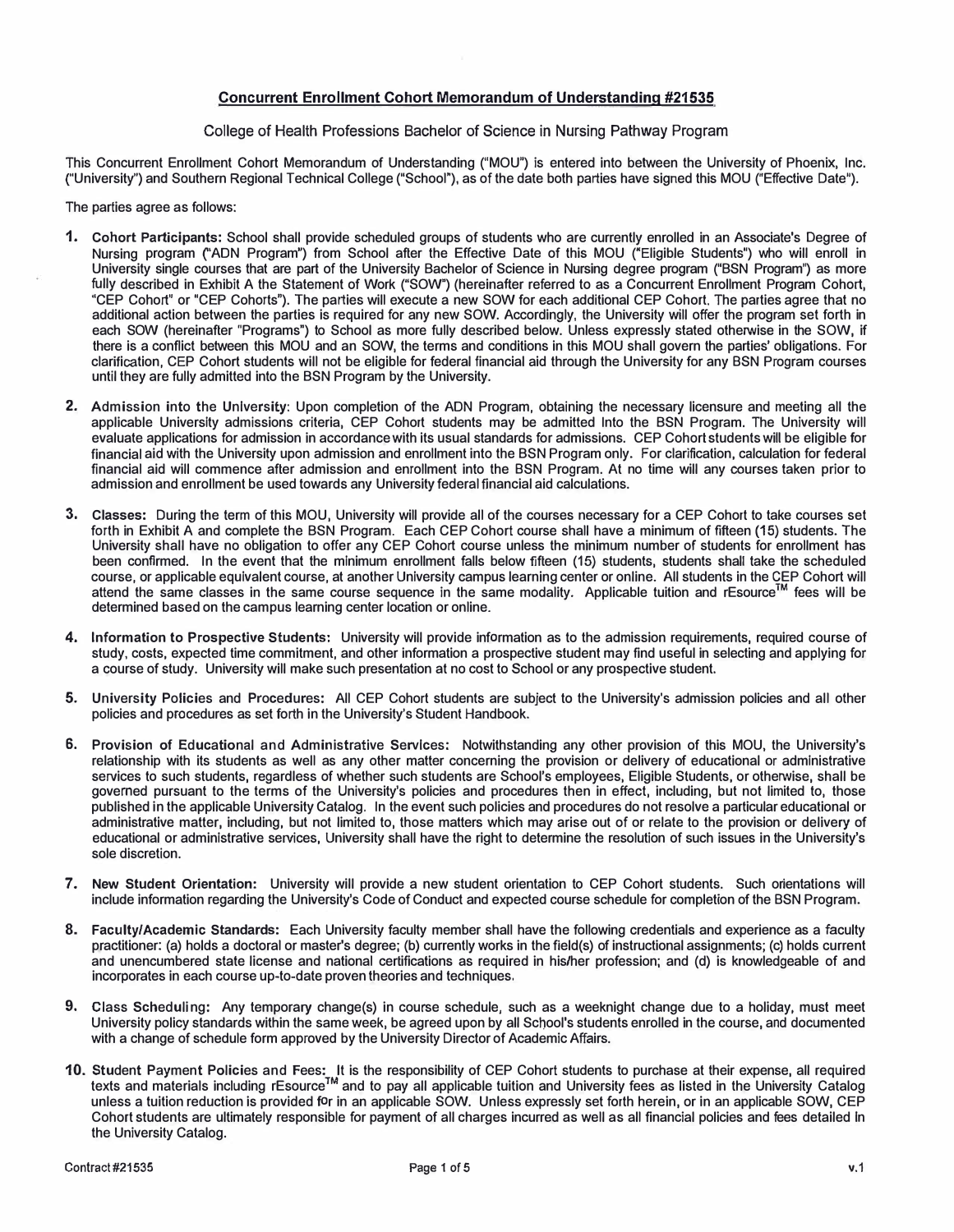## Concurrent Enrollment Cohort Memorandum of Understanding #21535

College of Health Professions Bachelor of Science in Nursing Pathway Program

This Concurrent Enrollment Cohort Memorandum of Understanding ("MOU") is entered into between the University of Phoenix, Inc. ("University") and Southern Regional Technical College ("School"), as of the date both parties have signed this MOU ("Effective Date").

The parties agree as follows:

1. **Cohort Participants:** School shall provide scheduled groups of students who are currently enrolled in an Associate's Degree of Nursing program ("ADN Program") from School after the Effective Date of this MOU ("Eligible Students") who will enroll in University single courses that are part of the University Bachelor of Science in Nursing degree program ("BSN Program") as more fully described in Exhibit A the Statement of Work ("SOW") (hereinafter referred to as a Concurrent Enrollment Program Cohort, "CEP Cohort" or "CEP Cohorts"). The parties will execute a new SOW for each additional CEP Cohort. The parties agree that no additional action between the parties is required for any new SOW. Accordingly, the University will offer the program set forth in each SOW (hereinafter "Programs") to School as more fully described below. Unless expressly stated otherwise in the SOW, if there is a conflict between this MOU and an SOW, the terms and conditions in this MOU shall govern the parties' obligations. For clarification, CEP Cohort students will not be eligible for federal financial aid through the University for any BSN Program courses until they are fully admitted into the BSN Program by the University.

2. **Admission into the University:** Upon completion of the ADN Program, obtaining the necessary licensure and meeting all the applicable University admissions criteria, CEP Cohort students may be admitted into the BSN Program. The University will evaluate applications for admission in accordance with its usual standards for admissions. CEP Cohort students will be eligible for financial aid with the University upon admission and enrollment into the BSN Program only. For clarification, calculation for federal financial aid will commence after admission and enrollment into the BSN Program. At no time will any courses taken prior to admission and enrollment be used towards any University federal financial aid calculations.

3. **Classes:** During the term of this MOU, University will provide all of the courses necessary for a CEP Cohort to take courses set forth in Exhibit A and complete the BSN Program. Each CEP Cohort course shall have a minimum of fifteen (15) students. The University shall have no obligation to offer any CEP Cohort course unless the minimum number of students for enrollment has been confirmed. In the event that the minimum enrollment falls below fifteen (15) students, students shall take the scheduled course, or applicable equivalent course, at another University campus learning center or online. All students in the CEP Cohort will attend the same classes in the same course sequence in the same modality. Applicable tuition and rEsource™ fees will be determined based on the campus learning center location or online.

4. **Information to Prospective Students:** University will provide information as to the admission requirements, required course of study, costs, expected time commitment, and other information a prospective student may find useful in selecting and applying for a course of study. University will make such presentation at no cost to School or any prospective student.

5. **University Policies and Procedures:** All CEP Cohort students are subject to the University's admission policies and all other policies and procedures as set forth in the University's Student Handbook.

6. **Provision of Educational and Administrative Services:** Notwithstanding any other provision of this MOU, the University's relationship with its students as well as any other matter concerning the provision or delivery of educational or administrative services to such students, regardless of whether such students are School's employees, Eligible Students, or otherwise, shall be governed pursuant to the terms of the University's policies and procedures then in effect, including, but not limited to, those published in the applicable University Catalog. In the event such policies and procedures do not resolve a particular educational or administrative matter, including, but not limited to, those matters which may arise out of or relate to the provision or delivery of educational or administrative services, University shall have the right to determine the resolution of such issues in the University's sole discretion.

7. **New Student Orientation:** University will provide a new student orientation to CEP Cohort students. Such orientations will include information regarding the University's Code of Conduct and expected course schedule for completion of the BSN Program.

8. **Faculty/Academic Standards:** Each University faculty member shall have the following credentials and experience as a faculty practitioner: (a) holds a doctoral or master's degree; (b) currently works in the field(s) of instructional assignments; (c) holds current and unencumbered state license and national certifications as required in his/her profession; and (d) is knowledgeable of and incorporates in each course up-to-date proven theories and techniques.

9. **Class Scheduling:** Any temporary change(s) in course schedule, such as a weeknight change due to a holiday, must meet University policy standards within the same week, be agreed upon by all School's students enrolled in the course, and documented with a change of schedule form approved by the University Director of Academic Affairs.

10. **Student Payment Policies and Fees:** It is the responsibility of CEP Cohort students to purchase at their expense, all required texts and materials including rEsource™ and to pay all applicable tuition and University fees as listed in the University Catalog unless a tuition reduction is provided for in an applicable SOW. Unless expressly set forth herein, or in an applicable SOW, CEP Cohort students are ultimately responsible for payment of all charges incurred as well as all financial policies and fees detailed in the University Catalog.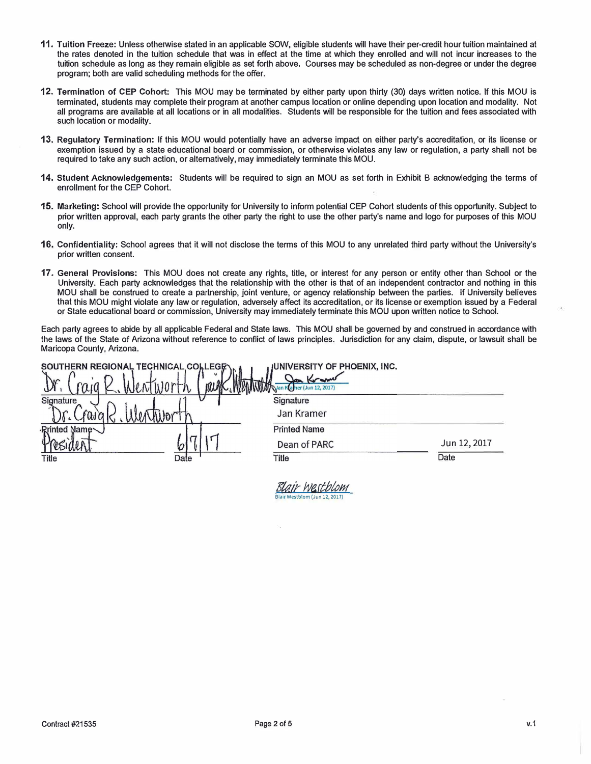11. **Tuition Freeze:** Unless otherwise stated in an applicable SOW, eligible students will have their per-credit hour tuition maintained at the rates denoted in the tuition schedule that was in effect at the time at which they enrolled and will not incur increases to the tuition schedule as long as they remain eligible as set forth above. Courses may be scheduled as non-degree or under the degree program; both are valid scheduling methods for the offer.

12. **Termination of CEP Cohort:** This MOU may be terminated by either party upon thirty (30) days written notice. If this MOU is terminated, students may complete their program at another campus location or online depending upon location and modality. Not all programs are available at all locations or in all modalities. Students will be responsible for the tuition and fees associated with such location or modality.

13. **Regulatory Termination:** If this MOU would potentially have an adverse impact on either party's accreditation, or its license or exemption issued by a state educational board or commission, or otherwise violates any law or regulation, a party shall not be required to take any such action, or alternatively, may immediately terminate this MOU.

14. **Student Acknowledgements:** Students will be required to sign an MOU as set forth in Exhibit B acknowledging the terms of enrollment for the CEP Cohort.

15. **Marketing:** School will provide the opportunity for University to inform potential CEP Cohort students of this opportunity. Subject to prior written approval, each party grants the other party the right to use the other party's name and logo for purposes of this MOU only.

16. **Confidentiality:** School agrees that it will not disclose the terms of this MOU to any unrelated third party without the University's prior written consent.

17. **General Provisions:** This MOU does not create any rights, title, or interest for any person or entity other than School or the University. Each party acknowledges that the relationship with the other is that of an independent contractor and nothing in this MOU shall be construed to create a partnership, joint venture, or agency relationship between the parties. If University believes that this MOU might violate any law or regulation, adversely affect its accreditation, or its license or exemption issued by a Federal or State educational board or commission, University may immediately terminate this MOU upon written notice to School.

Each party agrees to abide by all applicable Federal and State laws. This MOU shall be governed by and construed in accordance with the laws of the State of Arizona without reference to conflict of laws principles. Jurisdiction for any claim, dispute, or lawsuit shall be Maricopa County, Arizona.

| SOUTHERN REGIONAL TECHNICAL COLLEGE | | UNIVERSITY OF PHOENIX, INC. | |
|---|---|---|---|
| Dr. Craig R. Wentworth | | Jan Kramer (Jun 12, 2017) | |
| Signature | | Signature | |
| Dr. Craig R. Wentworth | | Jan Kramer | |
| Printed Name | | Printed Name | |
| President | 6/7/17 | Dean of PARC | Jun 12, 2017 |
| Title | Date | Title | Date |

Blair Westblom
Blair Westblom (Jun 12, 2017)

Contract #21535

v.1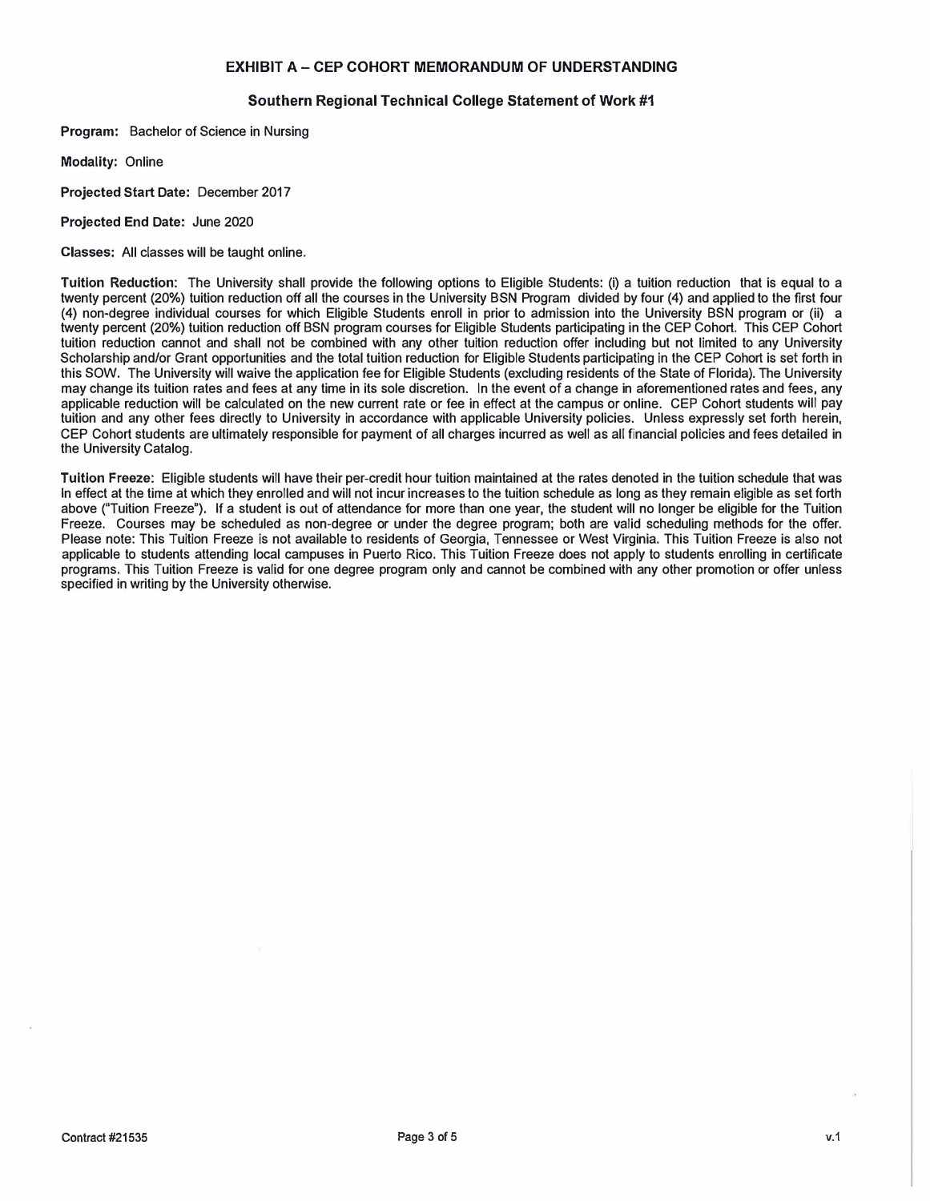## EXHIBIT A – CEP COHORT MEMORANDUM OF UNDERSTANDING

### Southern Regional Technical College Statement of Work #1

**Program:** Bachelor of Science in Nursing

**Modality:** Online

**Projected Start Date:** December 2017

**Projected End Date:** June 2020

**Classes:** All classes will be taught online.

**Tuition Reduction:** The University shall provide the following options to Eligible Students: (i) a tuition reduction that is equal to a twenty percent (20%) tuition reduction off all the courses in the University BSN Program divided by four (4) and applied to the first four (4) non-degree individual courses for which Eligible Students enroll in prior to admission into the University BSN program or (ii) a twenty percent (20%) tuition reduction off BSN program courses for Eligible Students participating in the CEP Cohort. This CEP Cohort tuition reduction cannot and shall not be combined with any other tuition reduction offer including but not limited to any University Scholarship and/or Grant opportunities and the total tuition reduction for Eligible Students participating in the CEP Cohort is set forth in this SOW. The University will waive the application fee for Eligible Students (excluding residents of the State of Florida). The University may change its tuition rates and fees at any time in its sole discretion. In the event of a change in aforementioned rates and fees, any applicable reduction will be calculated on the new current rate or fee in effect at the campus or online. CEP Cohort students will pay tuition and any other fees directly to University in accordance with applicable University policies. Unless expressly set forth herein, CEP Cohort students are ultimately responsible for payment of all charges incurred as well as all financial policies and fees detailed in the University Catalog.

**Tuition Freeze:** Eligible students will have their per-credit hour tuition maintained at the rates denoted in the tuition schedule that was in effect at the time at which they enrolled and will not incur increases to the tuition schedule as long as they remain eligible as set forth above ("Tuition Freeze"). If a student is out of attendance for more than one year, the student will no longer be eligible for the Tuition Freeze. Courses may be scheduled as non-degree or under the degree program; both are valid scheduling methods for the offer. Please note: This Tuition Freeze is not available to residents of Georgia, Tennessee or West Virginia. This Tuition Freeze is also not applicable to students attending local campuses in Puerto Rico. This Tuition Freeze does not apply to students enrolling in certificate programs. This Tuition Freeze is valid for one degree program only and cannot be combined with any other promotion or offer unless specified in writing by the University otherwise.

Contract #21535 v.1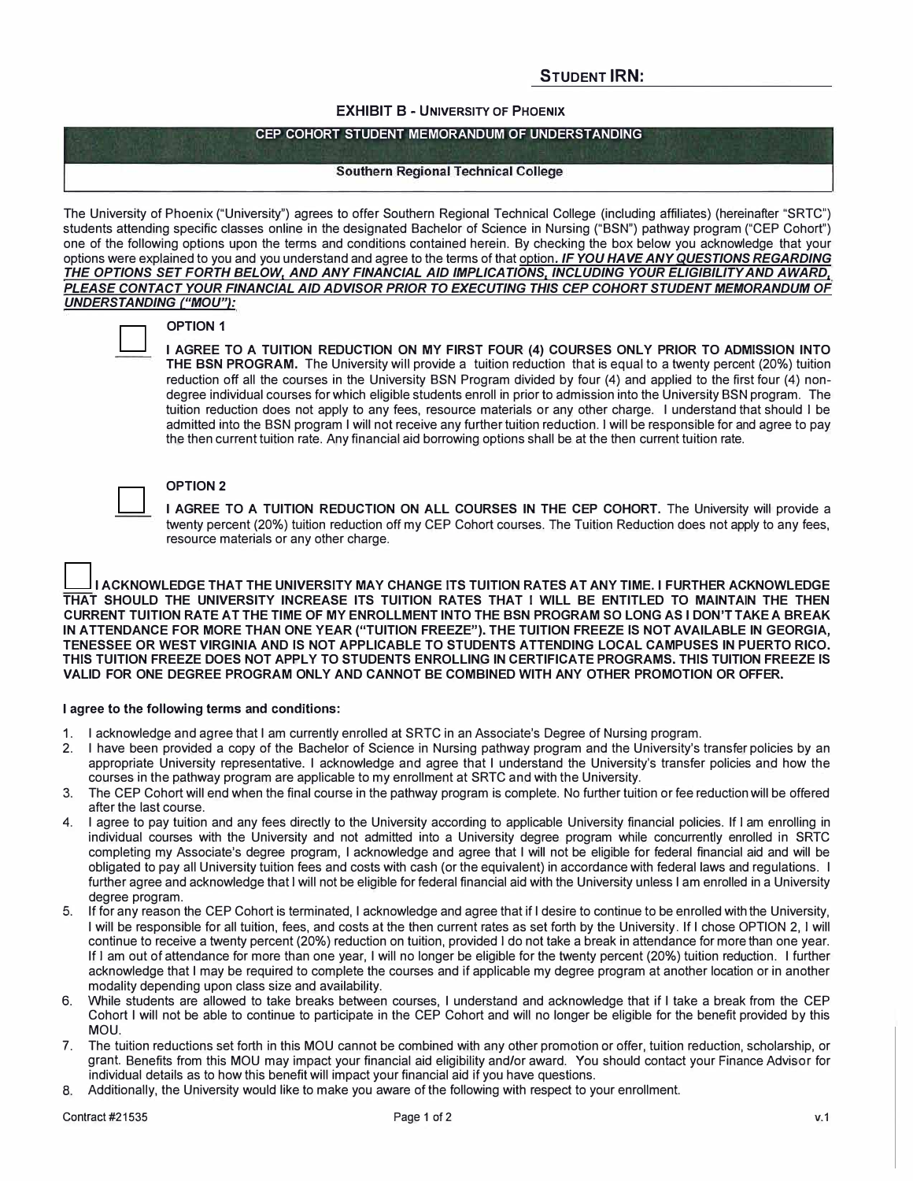**STUDENT IRN:**

**EXHIBIT B - UNIVERSITY OF PHOENIX**

**CEP COHORT STUDENT MEMORANDUM OF UNDERSTANDING**

**Southern Regional Technical College**

The University of Phoenix ("University") agrees to offer Southern Regional Technical College (including affiliates) (hereinafter "SRTC") students attending specific classes online in the designated Bachelor of Science in Nursing ("BSN") pathway program ("CEP Cohort") one of the following options upon the terms and conditions contained herein. By checking the box below you acknowledge that your options were explained to you and you understand and agree to the terms of that option. ***IF YOU HAVE ANY QUESTIONS REGARDING THE OPTIONS SET FORTH BELOW, AND ANY FINANCIAL AID IMPLICATIONS, INCLUDING YOUR ELIGIBILITY AND AWARD, PLEASE CONTACT YOUR FINANCIAL AID ADVISOR PRIOR TO EXECUTING THIS CEP COHORT STUDENT MEMORANDUM OF UNDERSTANDING ("MOU"):***

☐ **OPTION 1**

**I AGREE TO A TUITION REDUCTION ON MY FIRST FOUR (4) COURSES ONLY PRIOR TO ADMISSION INTO THE BSN PROGRAM.** The University will provide a tuition reduction that is equal to a twenty percent (20%) tuition reduction off all the courses in the University BSN Program divided by four (4) and applied to the first four (4) non-degree individual courses for which eligible students enroll in prior to admission into the University BSN program. The tuition reduction does not apply to any fees, resource materials or any other charge. I understand that should I be admitted into the BSN program I will not receive any further tuition reduction. I will be responsible for and agree to pay the then current tuition rate. Any financial aid borrowing options shall be at the then current tuition rate.

☐ **OPTION 2**

**I AGREE TO A TUITION REDUCTION ON ALL COURSES IN THE CEP COHORT.** The University will provide a twenty percent (20%) tuition reduction off my CEP Cohort courses. The Tuition Reduction does not apply to any fees, resource materials or any other charge.

☐ **I ACKNOWLEDGE THAT THE UNIVERSITY MAY CHANGE ITS TUITION RATES AT ANY TIME. I FURTHER ACKNOWLEDGE THAT SHOULD THE UNIVERSITY INCREASE ITS TUITION RATES THAT I WILL BE ENTITLED TO MAINTAIN THE THEN CURRENT TUITION RATE AT THE TIME OF MY ENROLLMENT INTO THE BSN PROGRAM SO LONG AS I DON'T TAKE A BREAK IN ATTENDANCE FOR MORE THAN ONE YEAR ("TUITION FREEZE"). THE TUITION FREEZE IS NOT AVAILABLE IN GEORGIA, TENESSEE OR WEST VIRGINIA AND IS NOT APPLICABLE TO STUDENTS ATTENDING LOCAL CAMPUSES IN PUERTO RICO. THIS TUITION FREEZE DOES NOT APPLY TO STUDENTS ENROLLING IN CERTIFICATE PROGRAMS. THIS TUITION FREEZE IS VALID FOR ONE DEGREE PROGRAM ONLY AND CANNOT BE COMBINED WITH ANY OTHER PROMOTION OR OFFER.**

**I agree to the following terms and conditions:**

1. I acknowledge and agree that I am currently enrolled at SRTC in an Associate's Degree of Nursing program.
2. I have been provided a copy of the Bachelor of Science in Nursing pathway program and the University's transfer policies by an appropriate University representative. I acknowledge and agree that I understand the University's transfer policies and how the courses in the pathway program are applicable to my enrollment at SRTC and with the University.
3. The CEP Cohort will end when the final course in the pathway program is complete. No further tuition or fee reduction will be offered after the last course.
4. I agree to pay tuition and any fees directly to the University according to applicable University financial policies. If I am enrolling in individual courses with the University and not admitted into a University degree program while concurrently enrolled in SRTC completing my Associate's degree program, I acknowledge and agree that I will not be eligible for federal financial aid and will be obligated to pay all University tuition fees and costs with cash (or the equivalent) in accordance with federal laws and regulations. I further agree and acknowledge that I will not be eligible for federal financial aid with the University unless I am enrolled in a University degree program.
5. If for any reason the CEP Cohort is terminated, I acknowledge and agree that if I desire to continue to be enrolled with the University, I will be responsible for all tuition, fees, and costs at the then current rates as set forth by the University. If I chose OPTION 2, I will continue to receive a twenty percent (20%) reduction on tuition, provided I do not take a break in attendance for more than one year. If I am out of attendance for more than one year, I will no longer be eligible for the twenty percent (20%) tuition reduction. I further acknowledge that I may be required to complete the courses and if applicable my degree program at another location or in another modality depending upon class size and availability.
6. While students are allowed to take breaks between courses, I understand and acknowledge that if I take a break from the CEP Cohort I will not be able to continue to participate in the CEP Cohort and will no longer be eligible for the benefit provided by this MOU.
7. The tuition reductions set forth in this MOU cannot be combined with any other promotion or offer, tuition reduction, scholarship, or grant. Benefits from this MOU may impact your financial aid eligibility and/or award. You should contact your Finance Advisor for individual details as to how this benefit will impact your financial aid if you have questions.
8. Additionally, the University would like to make you aware of the following with respect to your enrollment.

Contract #21535 v.1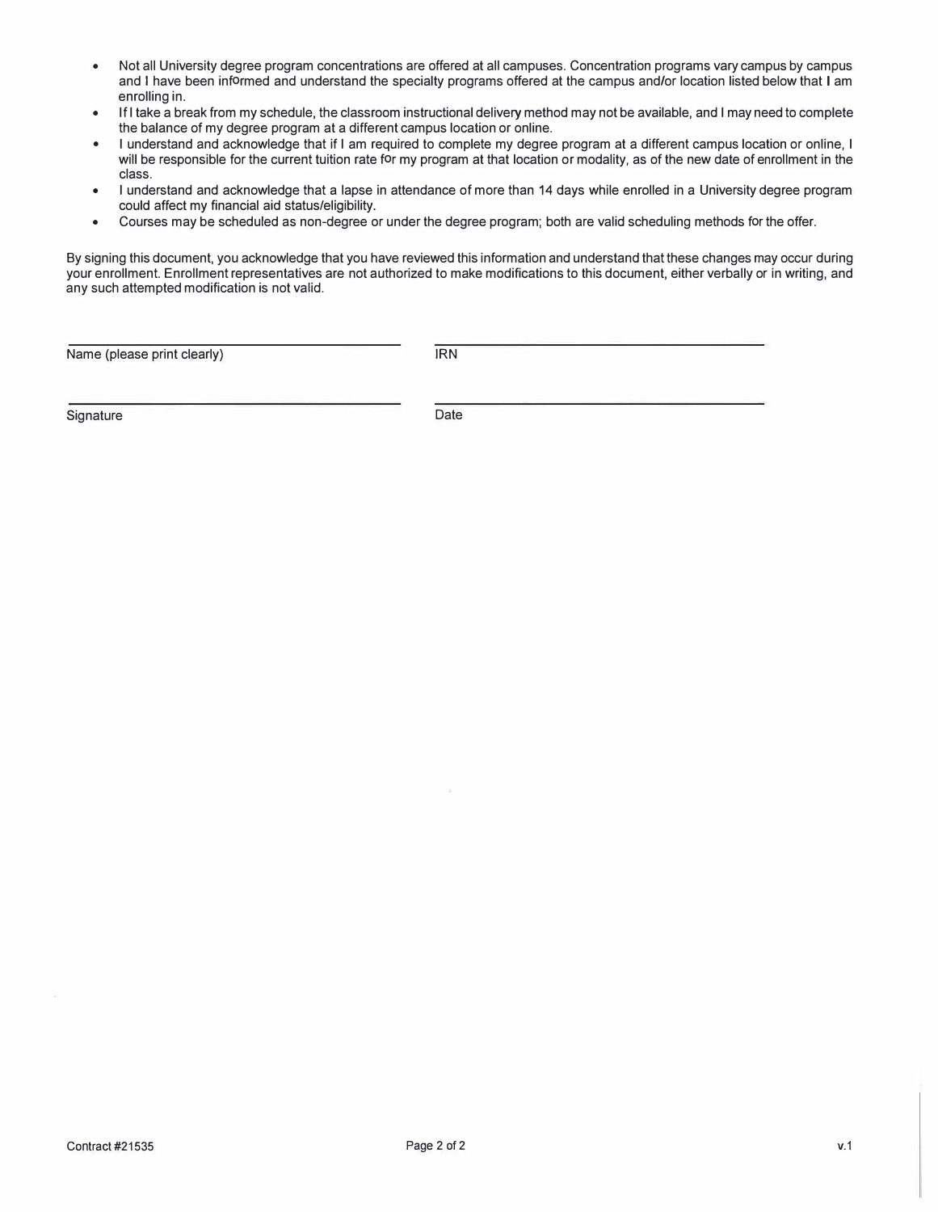- Not all University degree program concentrations are offered at all campuses. Concentration programs vary campus by campus and I have been informed and understand the specialty programs offered at the campus and/or location listed below that I am enrolling in.
- If I take a break from my schedule, the classroom instructional delivery method may not be available, and I may need to complete the balance of my degree program at a different campus location or online.
- I understand and acknowledge that if I am required to complete my degree program at a different campus location or online, I will be responsible for the current tuition rate for my program at that location or modality, as of the new date of enrollment in the class.
- I understand and acknowledge that a lapse in attendance of more than 14 days while enrolled in a University degree program could affect my financial aid status/eligibility.
- Courses may be scheduled as non-degree or under the degree program; both are valid scheduling methods for the offer.

By signing this document, you acknowledge that you have reviewed this information and understand that these changes may occur during your enrollment. Enrollment representatives are not authorized to make modifications to this document, either verbally or in writing, and any such attempted modification is not valid.

Name (please print clearly) ______________________ IRN ______________________

Signature ______________________ Date ______________________

Contract #21535 v.1